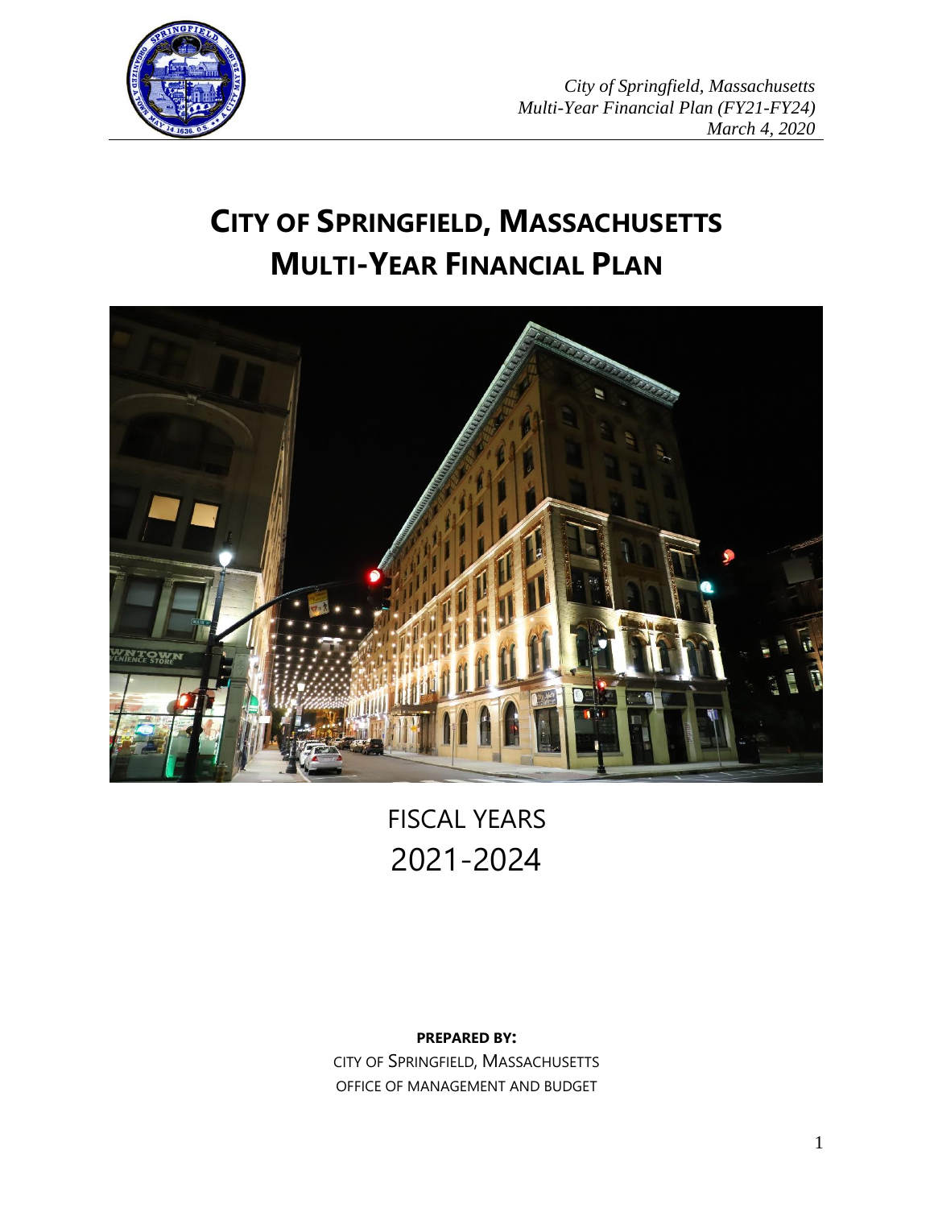# CITY OF SPRINGFIELD, MASSACHUSETTS
# MULTI-YEAR FINANCIAL PLAN

FISCAL YEARS
2021-2024

**PREPARED BY:**
CITY OF SPRINGFIELD, MASSACHUSETTS
OFFICE OF MANAGEMENT AND BUDGET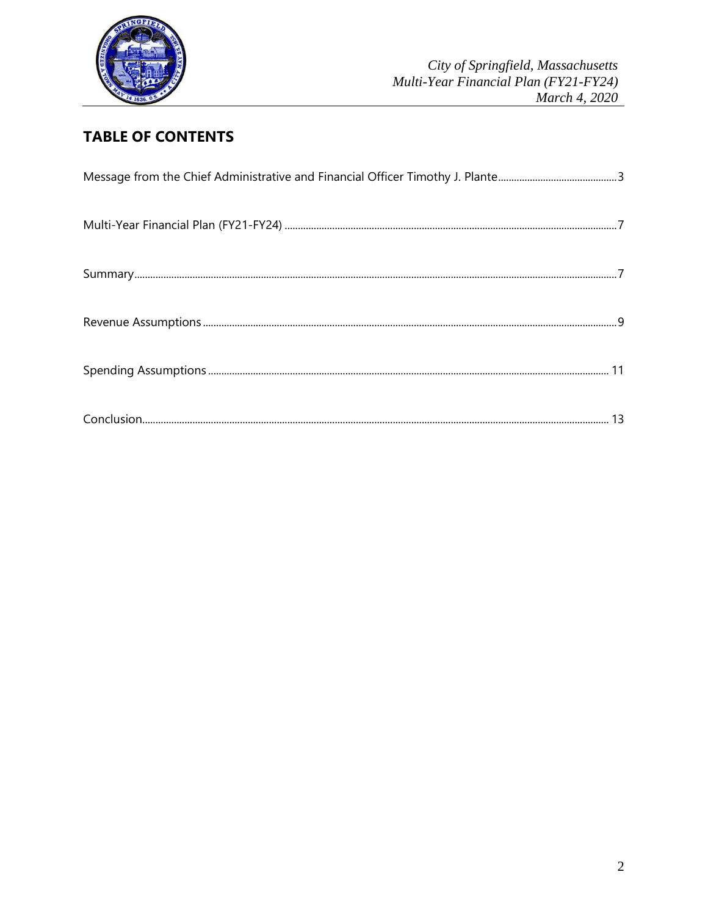## TABLE OF CONTENTS

Message from the Chief Administrative and Financial Officer Timothy J. Plante.............................................3

Multi-Year Financial Plan (FY21-FY24) .............................................................................................................7

Summary.......................................................................................................................................................7

Revenue Assumptions...................................................................................................................................9

Spending Assumptions.................................................................................................................................11

Conclusion...................................................................................................................................................13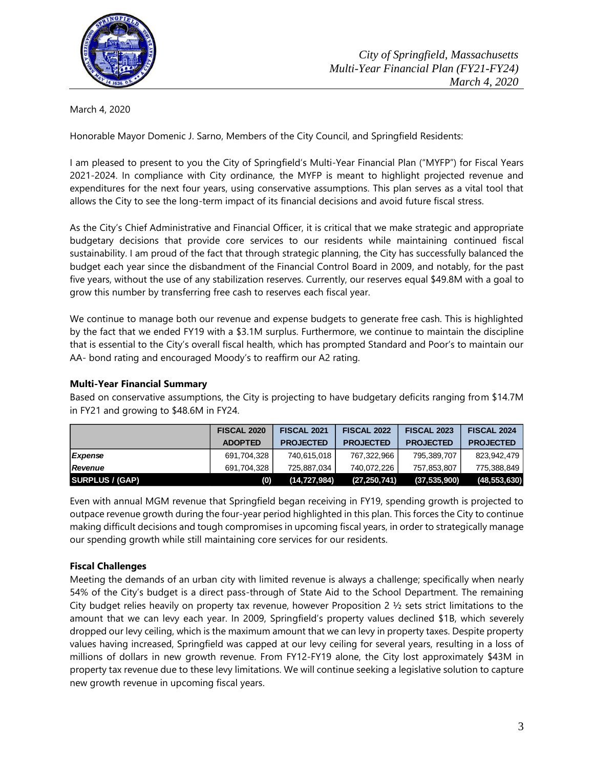March 4, 2020

Honorable Mayor Domenic J. Sarno, Members of the City Council, and Springfield Residents:

I am pleased to present to you the City of Springfield's Multi-Year Financial Plan ("MYFP") for Fiscal Years 2021-2024. In compliance with City ordinance, the MYFP is meant to highlight projected revenue and expenditures for the next four years, using conservative assumptions. This plan serves as a vital tool that allows the City to see the long-term impact of its financial decisions and avoid future fiscal stress.

As the City's Chief Administrative and Financial Officer, it is critical that we make strategic and appropriate budgetary decisions that provide core services to our residents while maintaining continued fiscal sustainability. I am proud of the fact that through strategic planning, the City has successfully balanced the budget each year since the disbandment of the Financial Control Board in 2009, and notably, for the past five years, without the use of any stabilization reserves. Currently, our reserves equal $49.8M with a goal to grow this number by transferring free cash to reserves each fiscal year.

We continue to manage both our revenue and expense budgets to generate free cash. This is highlighted by the fact that we ended FY19 with a $3.1M surplus. Furthermore, we continue to maintain the discipline that is essential to the City's overall fiscal health, which has prompted Standard and Poor's to maintain our AA- bond rating and encouraged Moody's to reaffirm our A2 rating.

### Multi-Year Financial Summary

Based on conservative assumptions, the City is projecting to have budgetary deficits ranging from $14.7M in FY21 and growing to $48.6M in FY24.

| | FISCAL 2020 ADOPTED | FISCAL 2021 PROJECTED | FISCAL 2022 PROJECTED | FISCAL 2023 PROJECTED | FISCAL 2024 PROJECTED |
|---|---|---|---|---|---|
| ***Expense*** | 691,704,328 | 740,615,018 | 767,322,966 | 795,389,707 | 823,942,479 |
| ***Revenue*** | 691,704,328 | 725,887,034 | 740,072,226 | 757,853,807 | 775,388,849 |
| **SURPLUS / (GAP)** | **(0)** | **(14,727,984)** | **(27,250,741)** | **(37,535,900)** | **(48,553,630)** |

Even with annual MGM revenue that Springfield began receiving in FY19, spending growth is projected to outpace revenue growth during the four-year period highlighted in this plan. This forces the City to continue making difficult decisions and tough compromises in upcoming fiscal years, in order to strategically manage our spending growth while still maintaining core services for our residents.

### Fiscal Challenges

Meeting the demands of an urban city with limited revenue is always a challenge; specifically when nearly 54% of the City's budget is a direct pass-through of State Aid to the School Department. The remaining City budget relies heavily on property tax revenue, however Proposition 2 ½ sets strict limitations to the amount that we can levy each year. In 2009, Springfield's property values declined $1B, which severely dropped our levy ceiling, which is the maximum amount that we can levy in property taxes. Despite property values having increased, Springfield was capped at our levy ceiling for several years, resulting in a loss of millions of dollars in new growth revenue. From FY12-FY19 alone, the City lost approximately $43M in property tax revenue due to these levy limitations. We will continue seeking a legislative solution to capture new growth revenue in upcoming fiscal years.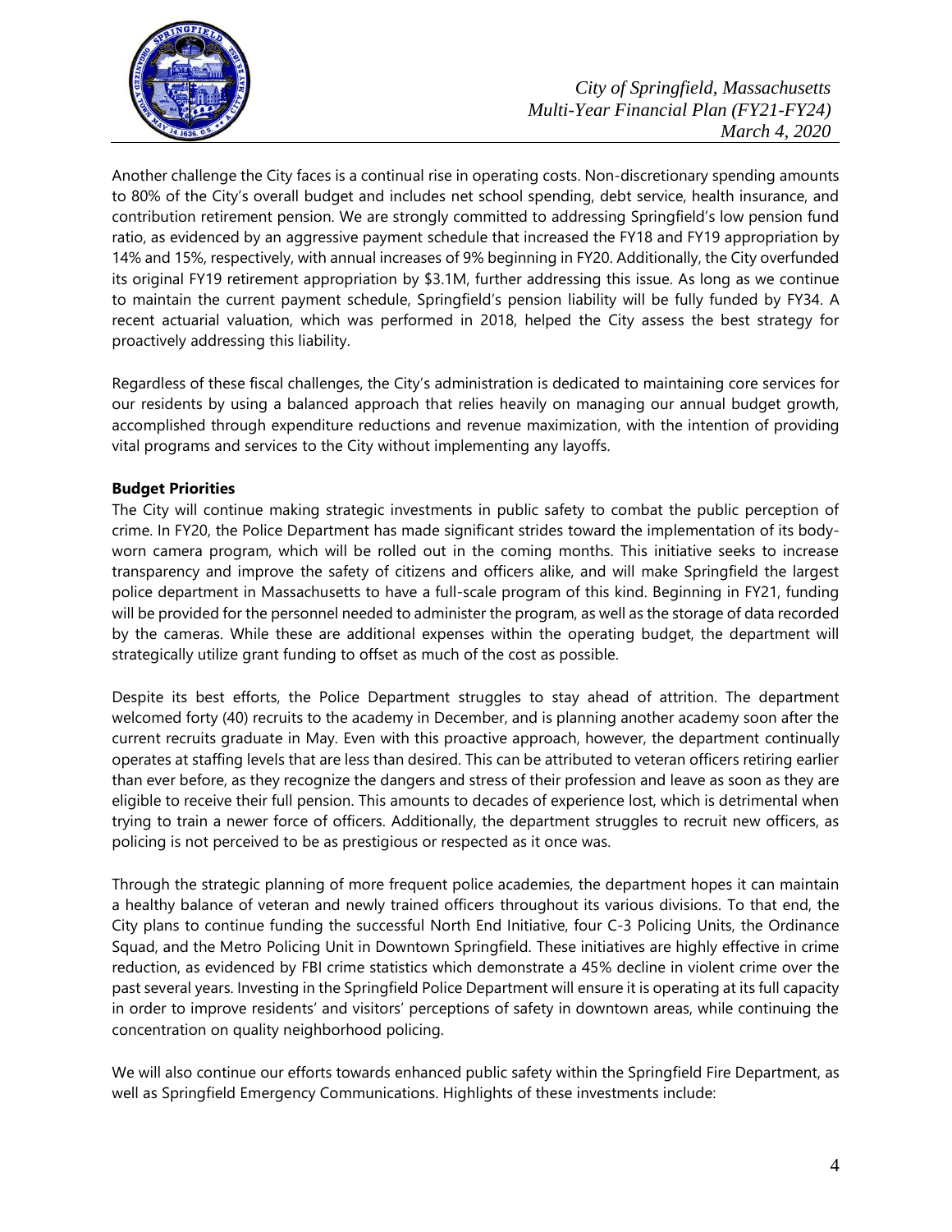Another challenge the City faces is a continual rise in operating costs. Non-discretionary spending amounts to 80% of the City's overall budget and includes net school spending, debt service, health insurance, and contribution retirement pension. We are strongly committed to addressing Springfield's low pension fund ratio, as evidenced by an aggressive payment schedule that increased the FY18 and FY19 appropriation by 14% and 15%, respectively, with annual increases of 9% beginning in FY20. Additionally, the City overfunded its original FY19 retirement appropriation by $3.1M, further addressing this issue. As long as we continue to maintain the current payment schedule, Springfield's pension liability will be fully funded by FY34. A recent actuarial valuation, which was performed in 2018, helped the City assess the best strategy for proactively addressing this liability.

Regardless of these fiscal challenges, the City's administration is dedicated to maintaining core services for our residents by using a balanced approach that relies heavily on managing our annual budget growth, accomplished through expenditure reductions and revenue maximization, with the intention of providing vital programs and services to the City without implementing any layoffs.

**Budget Priorities**

The City will continue making strategic investments in public safety to combat the public perception of crime. In FY20, the Police Department has made significant strides toward the implementation of its body-worn camera program, which will be rolled out in the coming months. This initiative seeks to increase transparency and improve the safety of citizens and officers alike, and will make Springfield the largest police department in Massachusetts to have a full-scale program of this kind. Beginning in FY21, funding will be provided for the personnel needed to administer the program, as well as the storage of data recorded by the cameras. While these are additional expenses within the operating budget, the department will strategically utilize grant funding to offset as much of the cost as possible.

Despite its best efforts, the Police Department struggles to stay ahead of attrition. The department welcomed forty (40) recruits to the academy in December, and is planning another academy soon after the current recruits graduate in May. Even with this proactive approach, however, the department continually operates at staffing levels that are less than desired. This can be attributed to veteran officers retiring earlier than ever before, as they recognize the dangers and stress of their profession and leave as soon as they are eligible to receive their full pension. This amounts to decades of experience lost, which is detrimental when trying to train a newer force of officers. Additionally, the department struggles to recruit new officers, as policing is not perceived to be as prestigious or respected as it once was.

Through the strategic planning of more frequent police academies, the department hopes it can maintain a healthy balance of veteran and newly trained officers throughout its various divisions. To that end, the City plans to continue funding the successful North End Initiative, four C-3 Policing Units, the Ordinance Squad, and the Metro Policing Unit in Downtown Springfield. These initiatives are highly effective in crime reduction, as evidenced by FBI crime statistics which demonstrate a 45% decline in violent crime over the past several years. Investing in the Springfield Police Department will ensure it is operating at its full capacity in order to improve residents' and visitors' perceptions of safety in downtown areas, while continuing the concentration on quality neighborhood policing.

We will also continue our efforts towards enhanced public safety within the Springfield Fire Department, as well as Springfield Emergency Communications. Highlights of these investments include: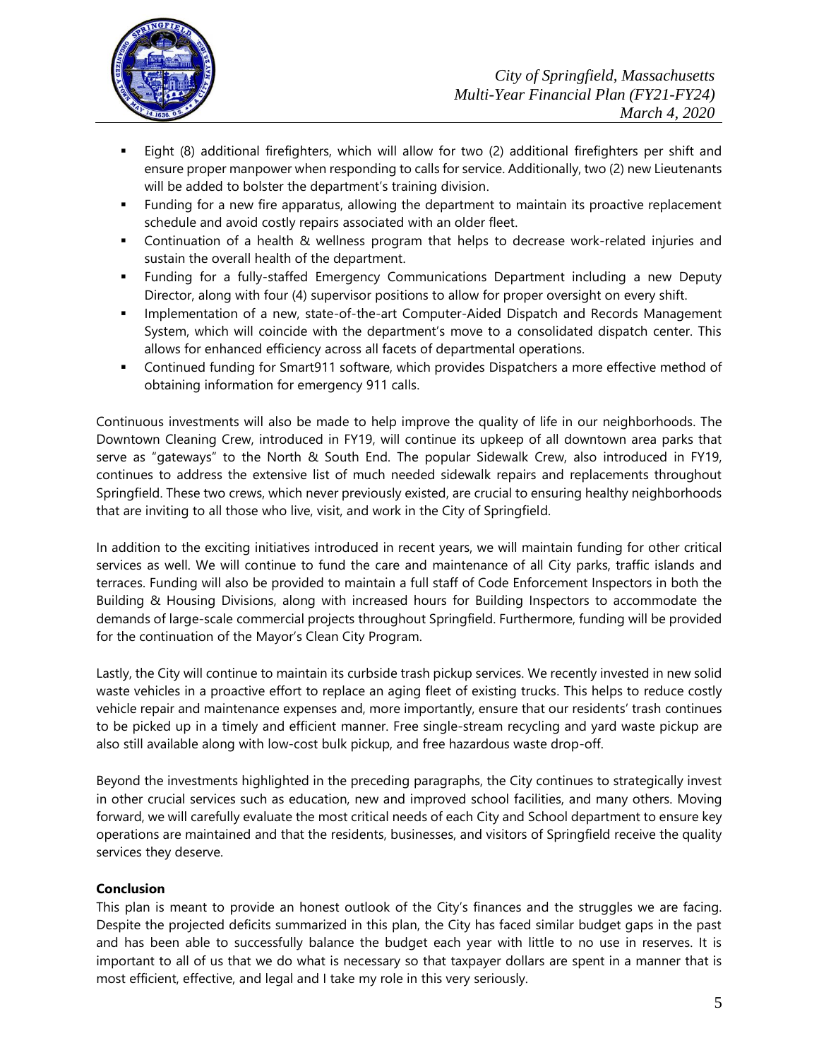- Eight (8) additional firefighters, which will allow for two (2) additional firefighters per shift and ensure proper manpower when responding to calls for service. Additionally, two (2) new Lieutenants will be added to bolster the department's training division.
- Funding for a new fire apparatus, allowing the department to maintain its proactive replacement schedule and avoid costly repairs associated with an older fleet.
- Continuation of a health & wellness program that helps to decrease work-related injuries and sustain the overall health of the department.
- Funding for a fully-staffed Emergency Communications Department including a new Deputy Director, along with four (4) supervisor positions to allow for proper oversight on every shift.
- Implementation of a new, state-of-the-art Computer-Aided Dispatch and Records Management System, which will coincide with the department's move to a consolidated dispatch center. This allows for enhanced efficiency across all facets of departmental operations.
- Continued funding for Smart911 software, which provides Dispatchers a more effective method of obtaining information for emergency 911 calls.

Continuous investments will also be made to help improve the quality of life in our neighborhoods. The Downtown Cleaning Crew, introduced in FY19, will continue its upkeep of all downtown area parks that serve as "gateways" to the North & South End. The popular Sidewalk Crew, also introduced in FY19, continues to address the extensive list of much needed sidewalk repairs and replacements throughout Springfield. These two crews, which never previously existed, are crucial to ensuring healthy neighborhoods that are inviting to all those who live, visit, and work in the City of Springfield.

In addition to the exciting initiatives introduced in recent years, we will maintain funding for other critical services as well. We will continue to fund the care and maintenance of all City parks, traffic islands and terraces. Funding will also be provided to maintain a full staff of Code Enforcement Inspectors in both the Building & Housing Divisions, along with increased hours for Building Inspectors to accommodate the demands of large-scale commercial projects throughout Springfield. Furthermore, funding will be provided for the continuation of the Mayor's Clean City Program.

Lastly, the City will continue to maintain its curbside trash pickup services. We recently invested in new solid waste vehicles in a proactive effort to replace an aging fleet of existing trucks. This helps to reduce costly vehicle repair and maintenance expenses and, more importantly, ensure that our residents' trash continues to be picked up in a timely and efficient manner. Free single-stream recycling and yard waste pickup are also still available along with low-cost bulk pickup, and free hazardous waste drop-off.

Beyond the investments highlighted in the preceding paragraphs, the City continues to strategically invest in other crucial services such as education, new and improved school facilities, and many others. Moving forward, we will carefully evaluate the most critical needs of each City and School department to ensure key operations are maintained and that the residents, businesses, and visitors of Springfield receive the quality services they deserve.

**Conclusion**

This plan is meant to provide an honest outlook of the City's finances and the struggles we are facing. Despite the projected deficits summarized in this plan, the City has faced similar budget gaps in the past and has been able to successfully balance the budget each year with little to no use in reserves. It is important to all of us that we do what is necessary so that taxpayer dollars are spent in a manner that is most efficient, effective, and legal and I take my role in this very seriously.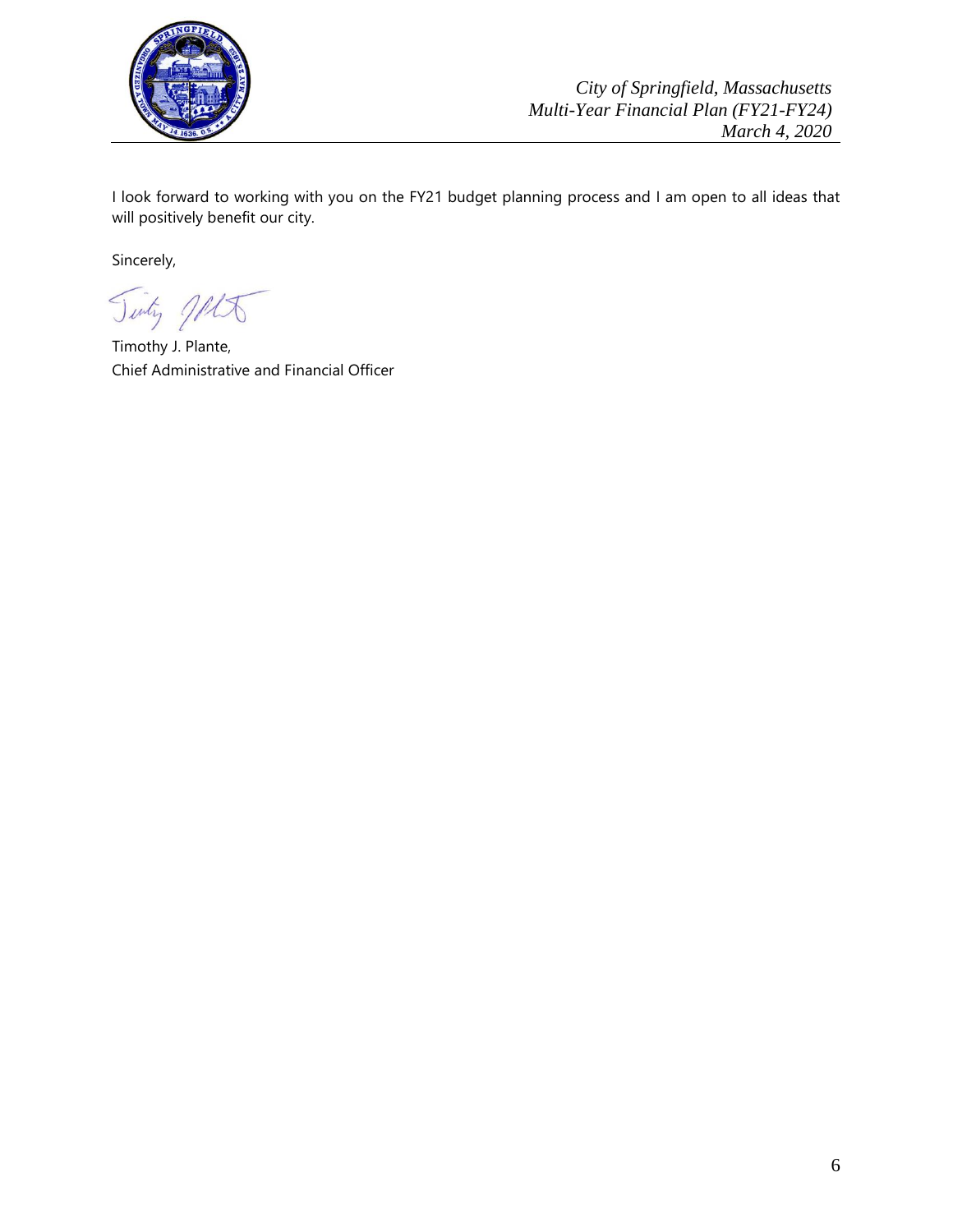I look forward to working with you on the FY21 budget planning process and I am open to all ideas that will positively benefit our city.

Sincerely,

Timothy J. Plante,
Chief Administrative and Financial Officer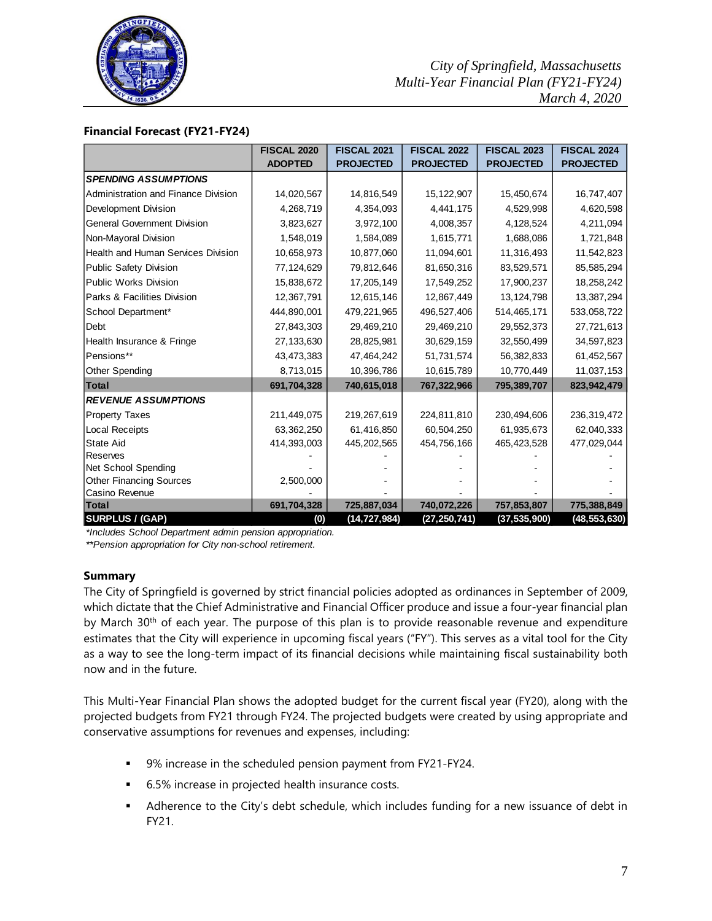### Financial Forecast (FY21-FY24)

| | FISCAL 2020 ADOPTED | FISCAL 2021 PROJECTED | FISCAL 2022 PROJECTED | FISCAL 2023 PROJECTED | FISCAL 2024 PROJECTED |
|---|---|---|---|---|---|
| ***SPENDING ASSUMPTIONS*** | | | | | |
| Administration and Finance Division | 14,020,567 | 14,816,549 | 15,122,907 | 15,450,674 | 16,747,407 |
| Development Division | 4,268,719 | 4,354,093 | 4,441,175 | 4,529,998 | 4,620,598 |
| General Government Division | 3,823,627 | 3,972,100 | 4,008,357 | 4,128,524 | 4,211,094 |
| Non-Mayoral Division | 1,548,019 | 1,584,089 | 1,615,771 | 1,688,086 | 1,721,848 |
| Health and Human Services Division | 10,658,973 | 10,877,060 | 11,094,601 | 11,316,493 | 11,542,823 |
| Public Safety Division | 77,124,629 | 79,812,646 | 81,650,316 | 83,529,571 | 85,585,294 |
| Public Works Division | 15,838,672 | 17,205,149 | 17,549,252 | 17,900,237 | 18,258,242 |
| Parks & Facilities Division | 12,367,791 | 12,615,146 | 12,867,449 | 13,124,798 | 13,387,294 |
| School Department* | 444,890,001 | 479,221,965 | 496,527,406 | 514,465,171 | 533,058,722 |
| Debt | 27,843,303 | 29,469,210 | 29,469,210 | 29,552,373 | 27,721,613 |
| Health Insurance & Fringe | 27,133,630 | 28,825,981 | 30,629,159 | 32,550,499 | 34,597,823 |
| Pensions** | 43,473,383 | 47,464,242 | 51,731,574 | 56,382,833 | 61,452,567 |
| Other Spending | 8,713,015 | 10,396,786 | 10,615,789 | 10,770,449 | 11,037,153 |
| **Total** | **691,704,328** | **740,615,018** | **767,322,966** | **795,389,707** | **823,942,479** |
| ***REVENUE ASSUMPTIONS*** | | | | | |
| Property Taxes | 211,449,075 | 219,267,619 | 224,811,810 | 230,494,606 | 236,319,472 |
| Local Receipts | 63,362,250 | 61,416,850 | 60,504,250 | 61,935,673 | 62,040,333 |
| State Aid | 414,393,003 | 445,202,565 | 454,756,166 | 465,423,528 | 477,029,044 |
| Reserves | - | - | - | - | - |
| Net School Spending | - | - | - | - | - |
| Other Financing Sources | 2,500,000 | - | - | - | - |
| Casino Revenue | - | - | - | - | - |
| **Total** | **691,704,328** | **725,887,034** | **740,072,226** | **757,853,807** | **775,388,849** |
| **SURPLUS / (GAP)** | **(0)** | **(14,727,984)** | **(27,250,741)** | **(37,535,900)** | **(48,553,630)** |

*\*Includes School Department admin pension appropriation.*

*\*\*Pension appropriation for City non-school retirement.*

### Summary

The City of Springfield is governed by strict financial policies adopted as ordinances in September of 2009, which dictate that the Chief Administrative and Financial Officer produce and issue a four-year financial plan by March 30th of each year. The purpose of this plan is to provide reasonable revenue and expenditure estimates that the City will experience in upcoming fiscal years ("FY"). This serves as a vital tool for the City as a way to see the long-term impact of its financial decisions while maintaining fiscal sustainability both now and in the future.

This Multi-Year Financial Plan shows the adopted budget for the current fiscal year (FY20), along with the projected budgets from FY21 through FY24. The projected budgets were created by using appropriate and conservative assumptions for revenues and expenses, including:

- 9% increase in the scheduled pension payment from FY21-FY24.
- 6.5% increase in projected health insurance costs.
- Adherence to the City's debt schedule, which includes funding for a new issuance of debt in FY21.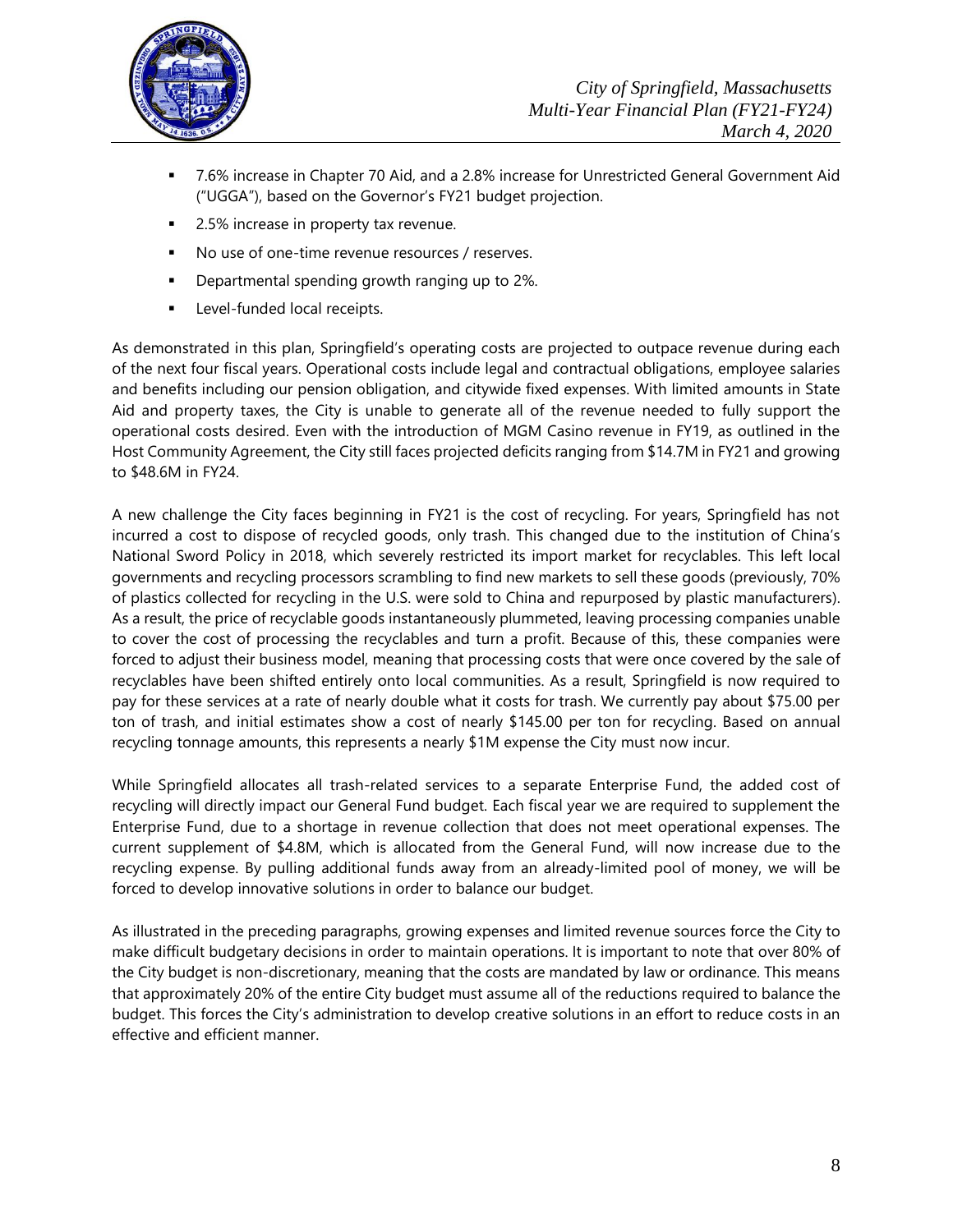- 7.6% increase in Chapter 70 Aid, and a 2.8% increase for Unrestricted General Government Aid ("UGGA"), based on the Governor's FY21 budget projection.
- 2.5% increase in property tax revenue.
- No use of one-time revenue resources / reserves.
- Departmental spending growth ranging up to 2%.
- Level-funded local receipts.

As demonstrated in this plan, Springfield's operating costs are projected to outpace revenue during each of the next four fiscal years. Operational costs include legal and contractual obligations, employee salaries and benefits including our pension obligation, and citywide fixed expenses. With limited amounts in State Aid and property taxes, the City is unable to generate all of the revenue needed to fully support the operational costs desired. Even with the introduction of MGM Casino revenue in FY19, as outlined in the Host Community Agreement, the City still faces projected deficits ranging from $14.7M in FY21 and growing to $48.6M in FY24.

A new challenge the City faces beginning in FY21 is the cost of recycling. For years, Springfield has not incurred a cost to dispose of recycled goods, only trash. This changed due to the institution of China's National Sword Policy in 2018, which severely restricted its import market for recyclables. This left local governments and recycling processors scrambling to find new markets to sell these goods (previously, 70% of plastics collected for recycling in the U.S. were sold to China and repurposed by plastic manufacturers). As a result, the price of recyclable goods instantaneously plummeted, leaving processing companies unable to cover the cost of processing the recyclables and turn a profit. Because of this, these companies were forced to adjust their business model, meaning that processing costs that were once covered by the sale of recyclables have been shifted entirely onto local communities. As a result, Springfield is now required to pay for these services at a rate of nearly double what it costs for trash. We currently pay about $75.00 per ton of trash, and initial estimates show a cost of nearly $145.00 per ton for recycling. Based on annual recycling tonnage amounts, this represents a nearly $1M expense the City must now incur.

While Springfield allocates all trash-related services to a separate Enterprise Fund, the added cost of recycling will directly impact our General Fund budget. Each fiscal year we are required to supplement the Enterprise Fund, due to a shortage in revenue collection that does not meet operational expenses. The current supplement of $4.8M, which is allocated from the General Fund, will now increase due to the recycling expense. By pulling additional funds away from an already-limited pool of money, we will be forced to develop innovative solutions in order to balance our budget.

As illustrated in the preceding paragraphs, growing expenses and limited revenue sources force the City to make difficult budgetary decisions in order to maintain operations. It is important to note that over 80% of the City budget is non-discretionary, meaning that the costs are mandated by law or ordinance. This means that approximately 20% of the entire City budget must assume all of the reductions required to balance the budget. This forces the City's administration to develop creative solutions in an effort to reduce costs in an effective and efficient manner.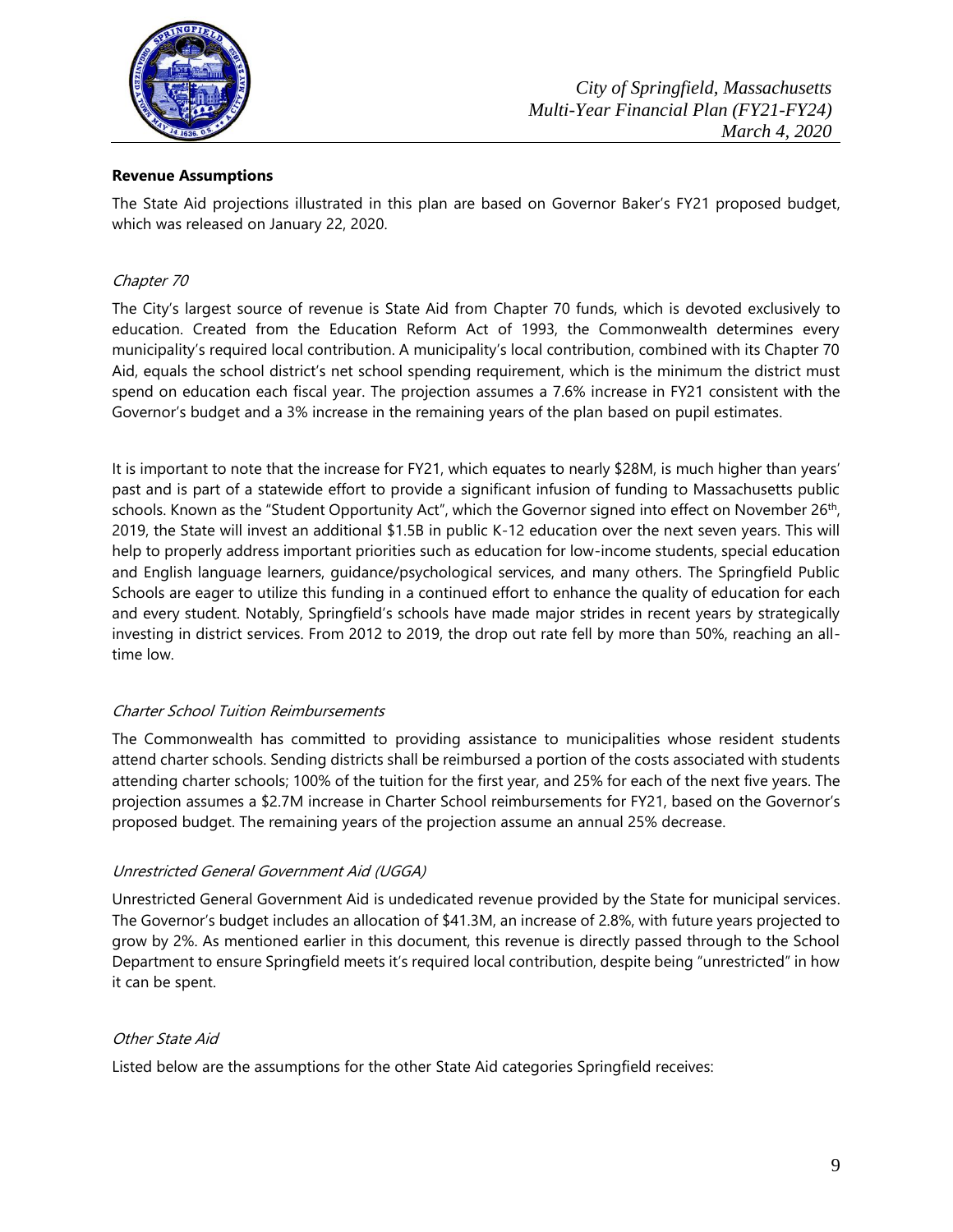**Revenue Assumptions**

The State Aid projections illustrated in this plan are based on Governor Baker's FY21 proposed budget, which was released on January 22, 2020.

*Chapter 70*

The City's largest source of revenue is State Aid from Chapter 70 funds, which is devoted exclusively to education. Created from the Education Reform Act of 1993, the Commonwealth determines every municipality's required local contribution. A municipality's local contribution, combined with its Chapter 70 Aid, equals the school district's net school spending requirement, which is the minimum the district must spend on education each fiscal year. The projection assumes a 7.6% increase in FY21 consistent with the Governor's budget and a 3% increase in the remaining years of the plan based on pupil estimates.

It is important to note that the increase for FY21, which equates to nearly $28M, is much higher than years' past and is part of a statewide effort to provide a significant infusion of funding to Massachusetts public schools. Known as the "Student Opportunity Act", which the Governor signed into effect on November 26th, 2019, the State will invest an additional $1.5B in public K-12 education over the next seven years. This will help to properly address important priorities such as education for low-income students, special education and English language learners, guidance/psychological services, and many others. The Springfield Public Schools are eager to utilize this funding in a continued effort to enhance the quality of education for each and every student. Notably, Springfield's schools have made major strides in recent years by strategically investing in district services. From 2012 to 2019, the drop out rate fell by more than 50%, reaching an all-time low.

*Charter School Tuition Reimbursements*

The Commonwealth has committed to providing assistance to municipalities whose resident students attend charter schools. Sending districts shall be reimbursed a portion of the costs associated with students attending charter schools; 100% of the tuition for the first year, and 25% for each of the next five years. The projection assumes a $2.7M increase in Charter School reimbursements for FY21, based on the Governor's proposed budget. The remaining years of the projection assume an annual 25% decrease.

*Unrestricted General Government Aid (UGGA)*

Unrestricted General Government Aid is undedicated revenue provided by the State for municipal services. The Governor's budget includes an allocation of $41.3M, an increase of 2.8%, with future years projected to grow by 2%. As mentioned earlier in this document, this revenue is directly passed through to the School Department to ensure Springfield meets it's required local contribution, despite being "unrestricted" in how it can be spent.

*Other State Aid*

Listed below are the assumptions for the other State Aid categories Springfield receives: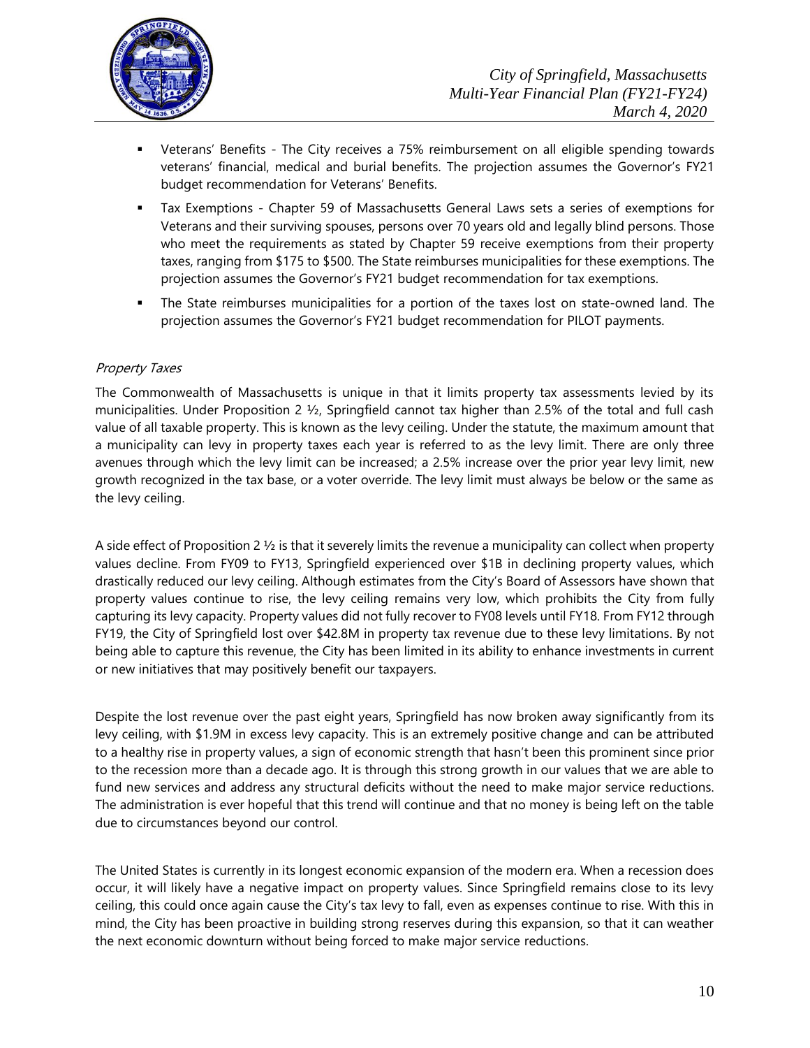- Veterans' Benefits - The City receives a 75% reimbursement on all eligible spending towards veterans' financial, medical and burial benefits. The projection assumes the Governor's FY21 budget recommendation for Veterans' Benefits.
- Tax Exemptions - Chapter 59 of Massachusetts General Laws sets a series of exemptions for Veterans and their surviving spouses, persons over 70 years old and legally blind persons. Those who meet the requirements as stated by Chapter 59 receive exemptions from their property taxes, ranging from $175 to $500. The State reimburses municipalities for these exemptions. The projection assumes the Governor's FY21 budget recommendation for tax exemptions.
- The State reimburses municipalities for a portion of the taxes lost on state-owned land. The projection assumes the Governor's FY21 budget recommendation for PILOT payments.

*Property Taxes*

The Commonwealth of Massachusetts is unique in that it limits property tax assessments levied by its municipalities. Under Proposition 2 ½, Springfield cannot tax higher than 2.5% of the total and full cash value of all taxable property. This is known as the levy ceiling. Under the statute, the maximum amount that a municipality can levy in property taxes each year is referred to as the levy limit. There are only three avenues through which the levy limit can be increased; a 2.5% increase over the prior year levy limit, new growth recognized in the tax base, or a voter override. The levy limit must always be below or the same as the levy ceiling.

A side effect of Proposition 2 ½ is that it severely limits the revenue a municipality can collect when property values decline. From FY09 to FY13, Springfield experienced over $1B in declining property values, which drastically reduced our levy ceiling. Although estimates from the City's Board of Assessors have shown that property values continue to rise, the levy ceiling remains very low, which prohibits the City from fully capturing its levy capacity. Property values did not fully recover to FY08 levels until FY18. From FY12 through FY19, the City of Springfield lost over $42.8M in property tax revenue due to these levy limitations. By not being able to capture this revenue, the City has been limited in its ability to enhance investments in current or new initiatives that may positively benefit our taxpayers.

Despite the lost revenue over the past eight years, Springfield has now broken away significantly from its levy ceiling, with $1.9M in excess levy capacity. This is an extremely positive change and can be attributed to a healthy rise in property values, a sign of economic strength that hasn't been this prominent since prior to the recession more than a decade ago. It is through this strong growth in our values that we are able to fund new services and address any structural deficits without the need to make major service reductions. The administration is ever hopeful that this trend will continue and that no money is being left on the table due to circumstances beyond our control.

The United States is currently in its longest economic expansion of the modern era. When a recession does occur, it will likely have a negative impact on property values. Since Springfield remains close to its levy ceiling, this could once again cause the City's tax levy to fall, even as expenses continue to rise. With this in mind, the City has been proactive in building strong reserves during this expansion, so that it can weather the next economic downturn without being forced to make major service reductions.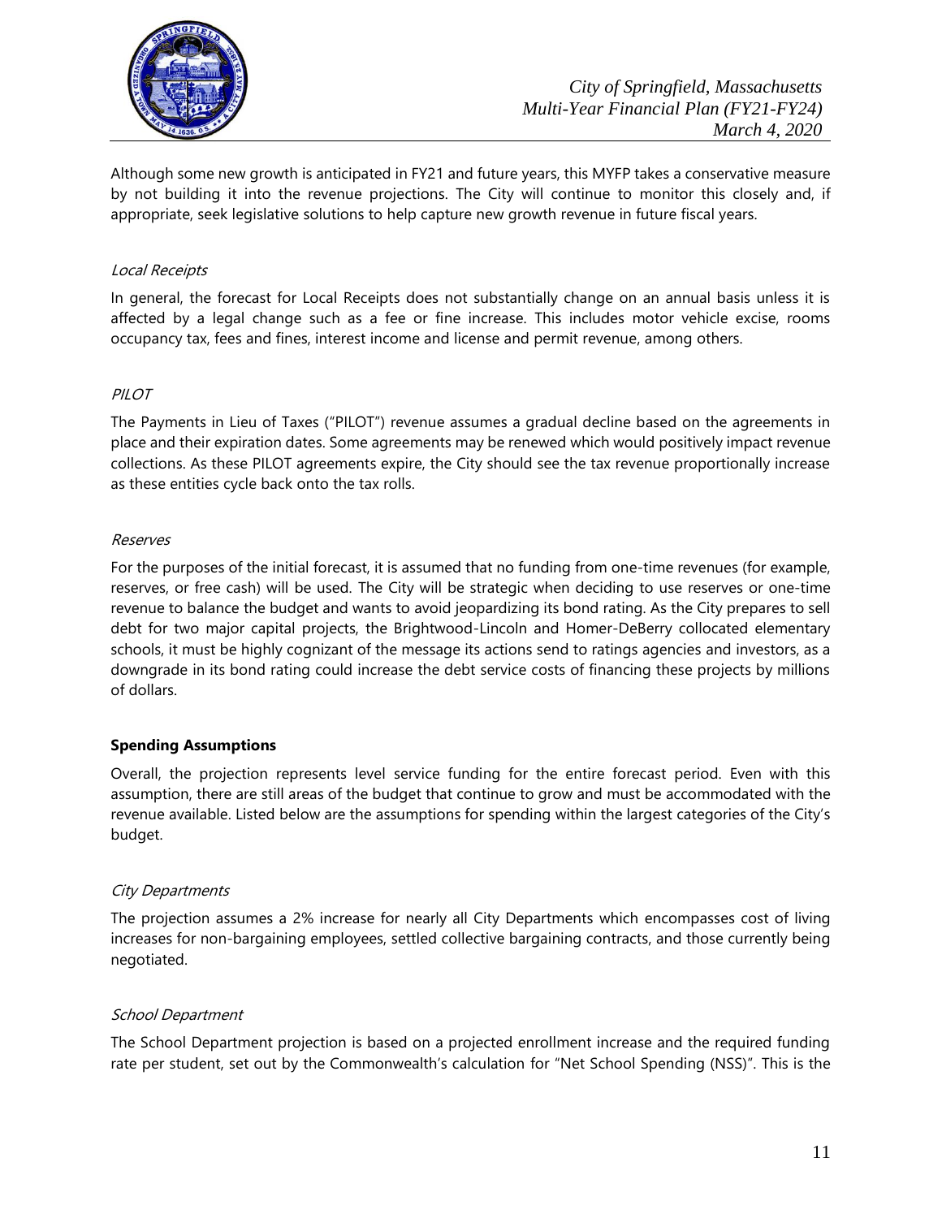Although some new growth is anticipated in FY21 and future years, this MYFP takes a conservative measure by not building it into the revenue projections. The City will continue to monitor this closely and, if appropriate, seek legislative solutions to help capture new growth revenue in future fiscal years.

*Local Receipts*

In general, the forecast for Local Receipts does not substantially change on an annual basis unless it is affected by a legal change such as a fee or fine increase. This includes motor vehicle excise, rooms occupancy tax, fees and fines, interest income and license and permit revenue, among others.

*PILOT*

The Payments in Lieu of Taxes ("PILOT") revenue assumes a gradual decline based on the agreements in place and their expiration dates. Some agreements may be renewed which would positively impact revenue collections. As these PILOT agreements expire, the City should see the tax revenue proportionally increase as these entities cycle back onto the tax rolls.

*Reserves*

For the purposes of the initial forecast, it is assumed that no funding from one-time revenues (for example, reserves, or free cash) will be used. The City will be strategic when deciding to use reserves or one-time revenue to balance the budget and wants to avoid jeopardizing its bond rating. As the City prepares to sell debt for two major capital projects, the Brightwood-Lincoln and Homer-DeBerry collocated elementary schools, it must be highly cognizant of the message its actions send to ratings agencies and investors, as a downgrade in its bond rating could increase the debt service costs of financing these projects by millions of dollars.

**Spending Assumptions**

Overall, the projection represents level service funding for the entire forecast period. Even with this assumption, there are still areas of the budget that continue to grow and must be accommodated with the revenue available. Listed below are the assumptions for spending within the largest categories of the City's budget.

*City Departments*

The projection assumes a 2% increase for nearly all City Departments which encompasses cost of living increases for non-bargaining employees, settled collective bargaining contracts, and those currently being negotiated.

*School Department*

The School Department projection is based on a projected enrollment increase and the required funding rate per student, set out by the Commonwealth's calculation for "Net School Spending (NSS)". This is the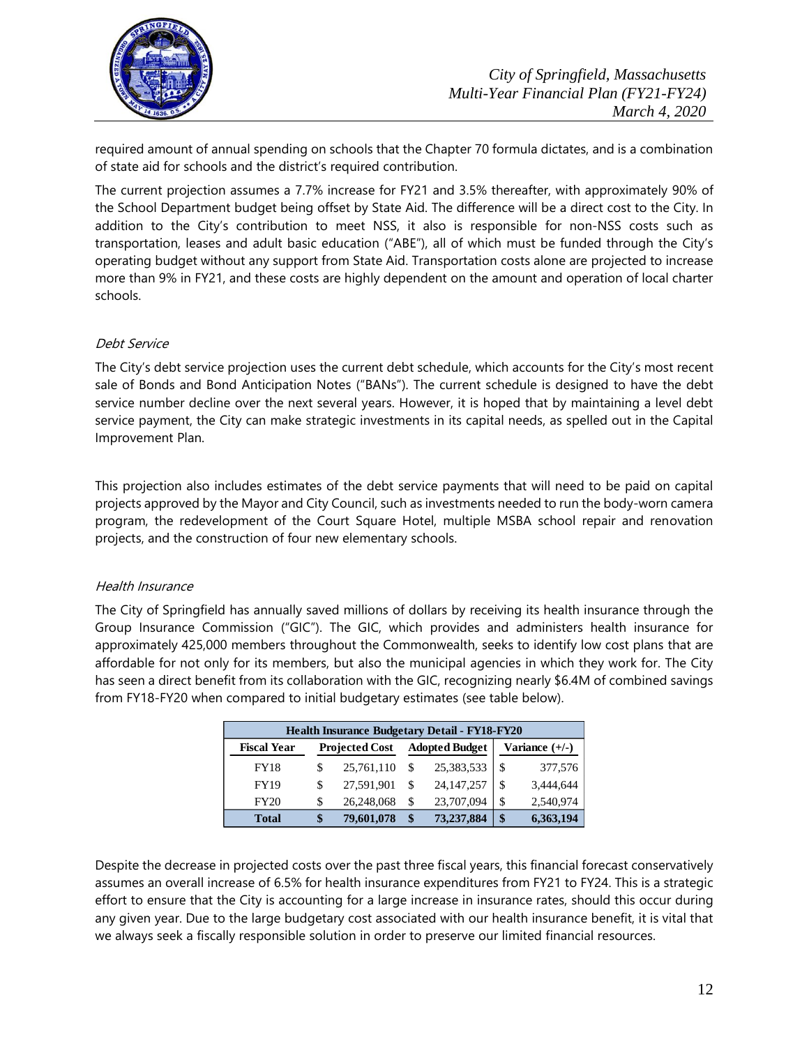required amount of annual spending on schools that the Chapter 70 formula dictates, and is a combination of state aid for schools and the district's required contribution.

The current projection assumes a 7.7% increase for FY21 and 3.5% thereafter, with approximately 90% of the School Department budget being offset by State Aid. The difference will be a direct cost to the City. In addition to the City's contribution to meet NSS, it also is responsible for non-NSS costs such as transportation, leases and adult basic education ("ABE"), all of which must be funded through the City's operating budget without any support from State Aid. Transportation costs alone are projected to increase more than 9% in FY21, and these costs are highly dependent on the amount and operation of local charter schools.

### *Debt Service*

The City's debt service projection uses the current debt schedule, which accounts for the City's most recent sale of Bonds and Bond Anticipation Notes ("BANs"). The current schedule is designed to have the debt service number decline over the next several years. However, it is hoped that by maintaining a level debt service payment, the City can make strategic investments in its capital needs, as spelled out in the Capital Improvement Plan.

This projection also includes estimates of the debt service payments that will need to be paid on capital projects approved by the Mayor and City Council, such as investments needed to run the body-worn camera program, the redevelopment of the Court Square Hotel, multiple MSBA school repair and renovation projects, and the construction of four new elementary schools.

### *Health Insurance*

The City of Springfield has annually saved millions of dollars by receiving its health insurance through the Group Insurance Commission ("GIC"). The GIC, which provides and administers health insurance for approximately 425,000 members throughout the Commonwealth, seeks to identify low cost plans that are affordable for not only for its members, but also the municipal agencies in which they work for. The City has seen a direct benefit from its collaboration with the GIC, recognizing nearly $6.4M of combined savings from FY18-FY20 when compared to initial budgetary estimates (see table below).

| Health Insurance Budgetary Detail - FY18-FY20 | | | |
|---|---|---|---|
| **Fiscal Year** | **Projected Cost** | **Adopted Budget** | **Variance (+/-)** |
| FY18 | $ 25,761,110 | $ 25,383,533 | $ 377,576 |
| FY19 | $ 27,591,901 | $ 24,147,257 | $ 3,444,644 |
| FY20 | $ 26,248,068 | $ 23,707,094 | $ 2,540,974 |
| **Total** | **$ 79,601,078** | **$ 73,237,884** | **$ 6,363,194** |

Despite the decrease in projected costs over the past three fiscal years, this financial forecast conservatively assumes an overall increase of 6.5% for health insurance expenditures from FY21 to FY24. This is a strategic effort to ensure that the City is accounting for a large increase in insurance rates, should this occur during any given year. Due to the large budgetary cost associated with our health insurance benefit, it is vital that we always seek a fiscally responsible solution in order to preserve our limited financial resources.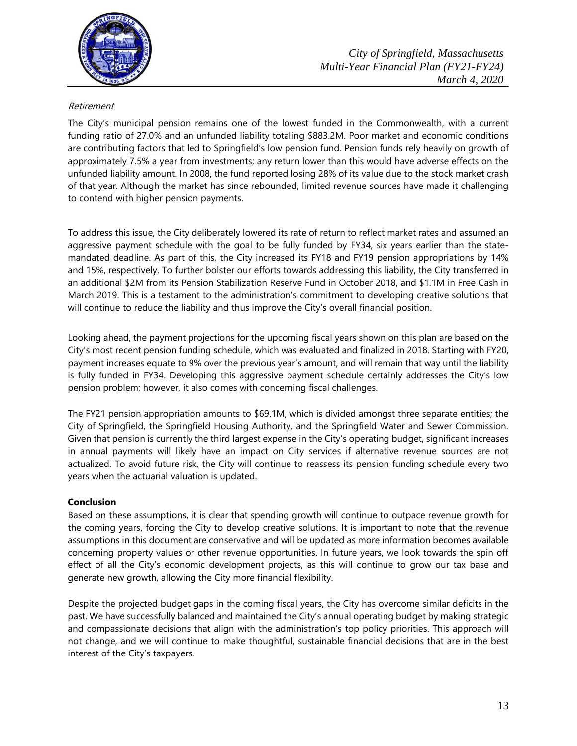*Retirement*

The City's municipal pension remains one of the lowest funded in the Commonwealth, with a current funding ratio of 27.0% and an unfunded liability totaling $883.2M. Poor market and economic conditions are contributing factors that led to Springfield's low pension fund. Pension funds rely heavily on growth of approximately 7.5% a year from investments; any return lower than this would have adverse effects on the unfunded liability amount. In 2008, the fund reported losing 28% of its value due to the stock market crash of that year. Although the market has since rebounded, limited revenue sources have made it challenging to contend with higher pension payments.

To address this issue, the City deliberately lowered its rate of return to reflect market rates and assumed an aggressive payment schedule with the goal to be fully funded by FY34, six years earlier than the state-mandated deadline. As part of this, the City increased its FY18 and FY19 pension appropriations by 14% and 15%, respectively. To further bolster our efforts towards addressing this liability, the City transferred in an additional $2M from its Pension Stabilization Reserve Fund in October 2018, and $1.1M in Free Cash in March 2019. This is a testament to the administration's commitment to developing creative solutions that will continue to reduce the liability and thus improve the City's overall financial position.

Looking ahead, the payment projections for the upcoming fiscal years shown on this plan are based on the City's most recent pension funding schedule, which was evaluated and finalized in 2018. Starting with FY20, payment increases equate to 9% over the previous year's amount, and will remain that way until the liability is fully funded in FY34. Developing this aggressive payment schedule certainly addresses the City's low pension problem; however, it also comes with concerning fiscal challenges.

The FY21 pension appropriation amounts to $69.1M, which is divided amongst three separate entities; the City of Springfield, the Springfield Housing Authority, and the Springfield Water and Sewer Commission. Given that pension is currently the third largest expense in the City's operating budget, significant increases in annual payments will likely have an impact on City services if alternative revenue sources are not actualized. To avoid future risk, the City will continue to reassess its pension funding schedule every two years when the actuarial valuation is updated.

**Conclusion**

Based on these assumptions, it is clear that spending growth will continue to outpace revenue growth for the coming years, forcing the City to develop creative solutions. It is important to note that the revenue assumptions in this document are conservative and will be updated as more information becomes available concerning property values or other revenue opportunities. In future years, we look towards the spin off effect of all the City's economic development projects, as this will continue to grow our tax base and generate new growth, allowing the City more financial flexibility.

Despite the projected budget gaps in the coming fiscal years, the City has overcome similar deficits in the past. We have successfully balanced and maintained the City's annual operating budget by making strategic and compassionate decisions that align with the administration's top policy priorities. This approach will not change, and we will continue to make thoughtful, sustainable financial decisions that are in the best interest of the City's taxpayers.